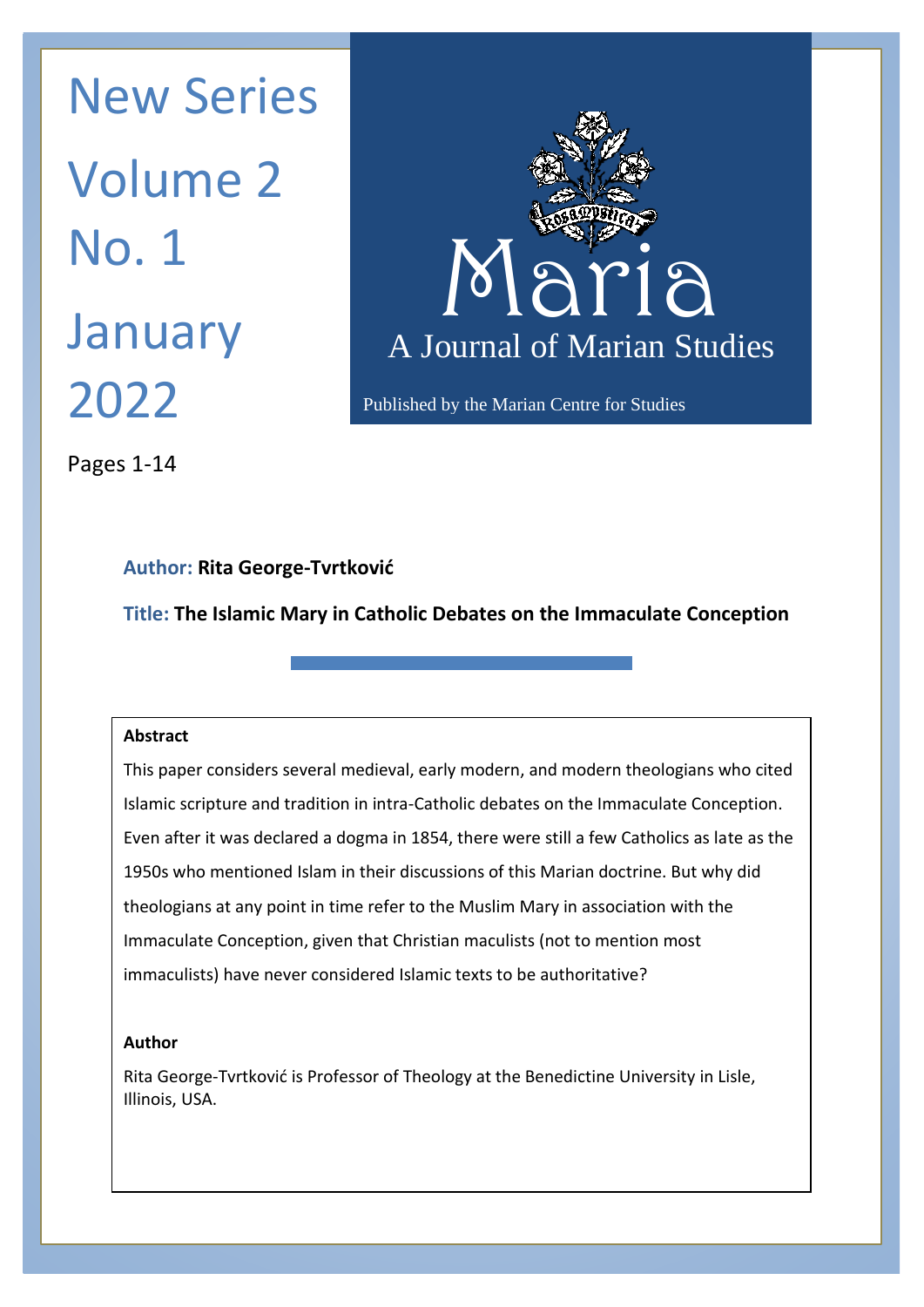New Series

Volume 2

No. 1

January 2022

# Maria

A Journal of Marian Studies

Published by the Marian Centre for Studies

Pages 1-14

**Author:** **Rita George-Tvrtković**

**Title:** **The Islamic Mary in Catholic Debates on the Immaculate Conception**

**Abstract**

This paper considers several medieval, early modern, and modern theologians who cited Islamic scripture and tradition in intra-Catholic debates on the Immaculate Conception. Even after it was declared a dogma in 1854, there were still a few Catholics as late as the 1950s who mentioned Islam in their discussions of this Marian doctrine. But why did theologians at any point in time refer to the Muslim Mary in association with the Immaculate Conception, given that Christian maculists (not to mention most immaculists) have never considered Islamic texts to be authoritative?

**Author**

Rita George-Tvrtković is Professor of Theology at the Benedictine University in Lisle, Illinois, USA.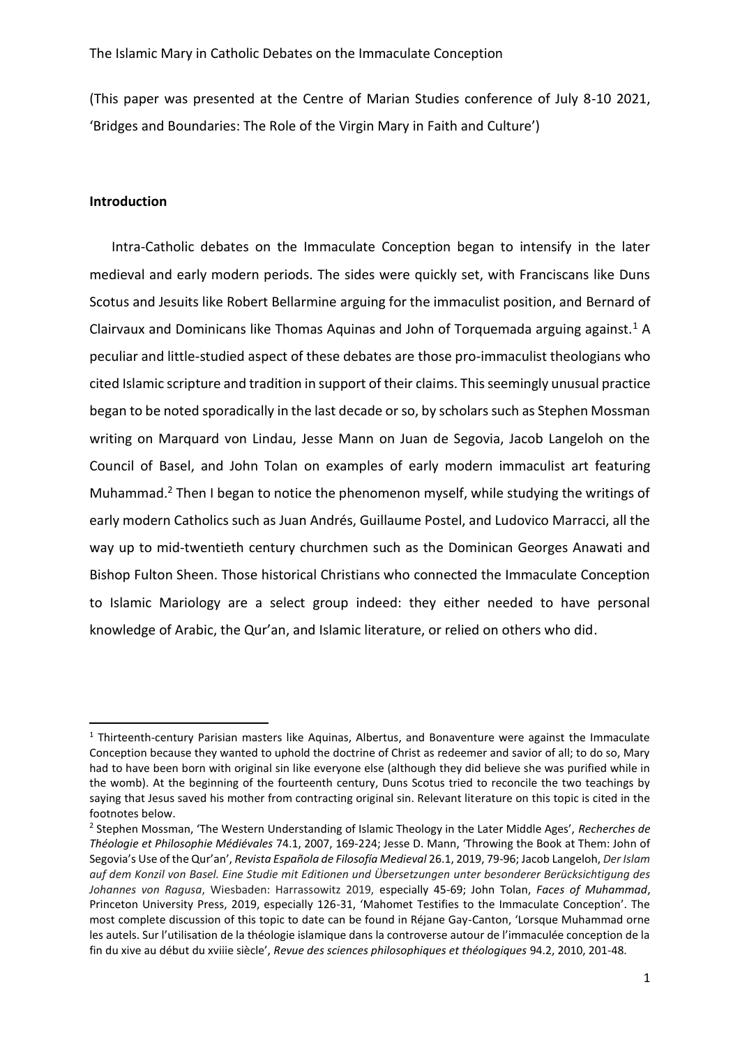The Islamic Mary in Catholic Debates on the Immaculate Conception

(This paper was presented at the Centre of Marian Studies conference of July 8-10 2021, 'Bridges and Boundaries: The Role of the Virgin Mary in Faith and Culture')

## Introduction

Intra-Catholic debates on the Immaculate Conception began to intensify in the later medieval and early modern periods. The sides were quickly set, with Franciscans like Duns Scotus and Jesuits like Robert Bellarmine arguing for the immaculist position, and Bernard of Clairvaux and Dominicans like Thomas Aquinas and John of Torquemada arguing against.[1] A peculiar and little-studied aspect of these debates are those pro-immaculist theologians who cited Islamic scripture and tradition in support of their claims. This seemingly unusual practice began to be noted sporadically in the last decade or so, by scholars such as Stephen Mossman writing on Marquard von Lindau, Jesse Mann on Juan de Segovia, Jacob Langeloh on the Council of Basel, and John Tolan on examples of early modern immaculist art featuring Muhammad.[2] Then I began to notice the phenomenon myself, while studying the writings of early modern Catholics such as Juan Andrés, Guillaume Postel, and Ludovico Marracci, all the way up to mid-twentieth century churchmen such as the Dominican Georges Anawati and Bishop Fulton Sheen. Those historical Christians who connected the Immaculate Conception to Islamic Mariology are a select group indeed: they either needed to have personal knowledge of Arabic, the Qur'an, and Islamic literature, or relied on others who did.

---

[1] Thirteenth-century Parisian masters like Aquinas, Albertus, and Bonaventure were against the Immaculate Conception because they wanted to uphold the doctrine of Christ as redeemer and savior of all; to do so, Mary had to have been born with original sin like everyone else (although they did believe she was purified while in the womb). At the beginning of the fourteenth century, Duns Scotus tried to reconcile the two teachings by saying that Jesus saved his mother from contracting original sin. Relevant literature on this topic is cited in the footnotes below.

[2] Stephen Mossman, 'The Western Understanding of Islamic Theology in the Later Middle Ages', *Recherches de Théologie et Philosophie Médiévales* 74.1, 2007, 169-224; Jesse D. Mann, 'Throwing the Book at Them: John of Segovia's Use of the Qur'an', *Revista Española de Filosofía Medieval* 26.1, 2019, 79-96; Jacob Langeloh, *Der Islam auf dem Konzil von Basel. Eine Studie mit Editionen und Übersetzungen unter besonderer Berücksichtigung des Johannes von Ragusa*, Wiesbaden: Harrassowitz 2019, especially 45-69; John Tolan, *Faces of Muhammad*, Princeton University Press, 2019, especially 126-31, 'Mahomet Testifies to the Immaculate Conception'. The most complete discussion of this topic to date can be found in Réjane Gay-Canton, 'Lorsque Muhammad orne les autels. Sur l'utilisation de la théologie islamique dans la controverse autour de l'immaculée conception de la fin du xive au début du xviiie siècle', *Revue des sciences philosophiques et théologiques* 94.2, 2010, 201-48.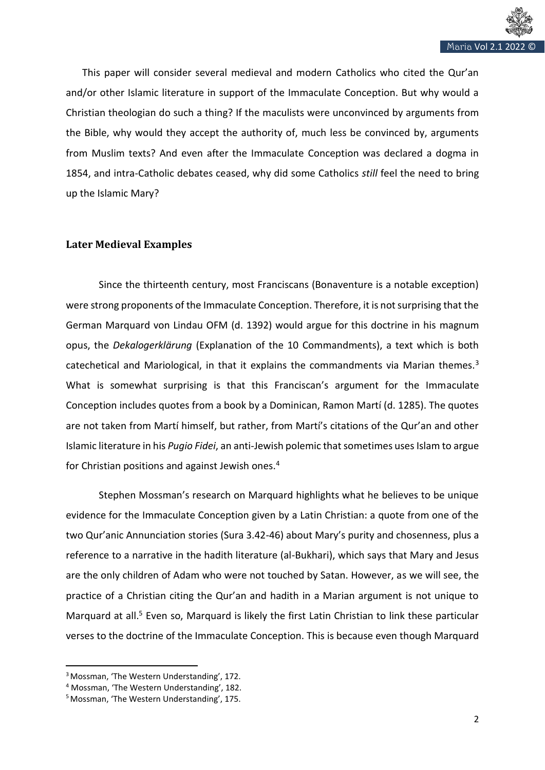This paper will consider several medieval and modern Catholics who cited the Qur'an and/or other Islamic literature in support of the Immaculate Conception. But why would a Christian theologian do such a thing? If the maculists were unconvinced by arguments from the Bible, why would they accept the authority of, much less be convinced by, arguments from Muslim texts? And even after the Immaculate Conception was declared a dogma in 1854, and intra-Catholic debates ceased, why did some Catholics *still* feel the need to bring up the Islamic Mary?

## Later Medieval Examples

Since the thirteenth century, most Franciscans (Bonaventure is a notable exception) were strong proponents of the Immaculate Conception. Therefore, it is not surprising that the German Marquard von Lindau OFM (d. 1392) would argue for this doctrine in his magnum opus, the *Dekalogerklärung* (Explanation of the 10 Commandments), a text which is both catechetical and Mariological, in that it explains the commandments via Marian themes.[3] What is somewhat surprising is that this Franciscan's argument for the Immaculate Conception includes quotes from a book by a Dominican, Ramon Martí (d. 1285). The quotes are not taken from Martí himself, but rather, from Martí's citations of the Qur'an and other Islamic literature in his *Pugio Fidei*, an anti-Jewish polemic that sometimes uses Islam to argue for Christian positions and against Jewish ones.[4]

Stephen Mossman's research on Marquard highlights what he believes to be unique evidence for the Immaculate Conception given by a Latin Christian: a quote from one of the two Qur'anic Annunciation stories (Sura 3.42-46) about Mary's purity and chosenness, plus a reference to a narrative in the hadith literature (al-Bukhari), which says that Mary and Jesus are the only children of Adam who were not touched by Satan. However, as we will see, the practice of a Christian citing the Qur'an and hadith in a Marian argument is not unique to Marquard at all.[5] Even so, Marquard is likely the first Latin Christian to link these particular verses to the doctrine of the Immaculate Conception. This is because even though Marquard

---

[3] Mossman, 'The Western Understanding', 172.

[4] Mossman, 'The Western Understanding', 182.

[5] Mossman, 'The Western Understanding', 175.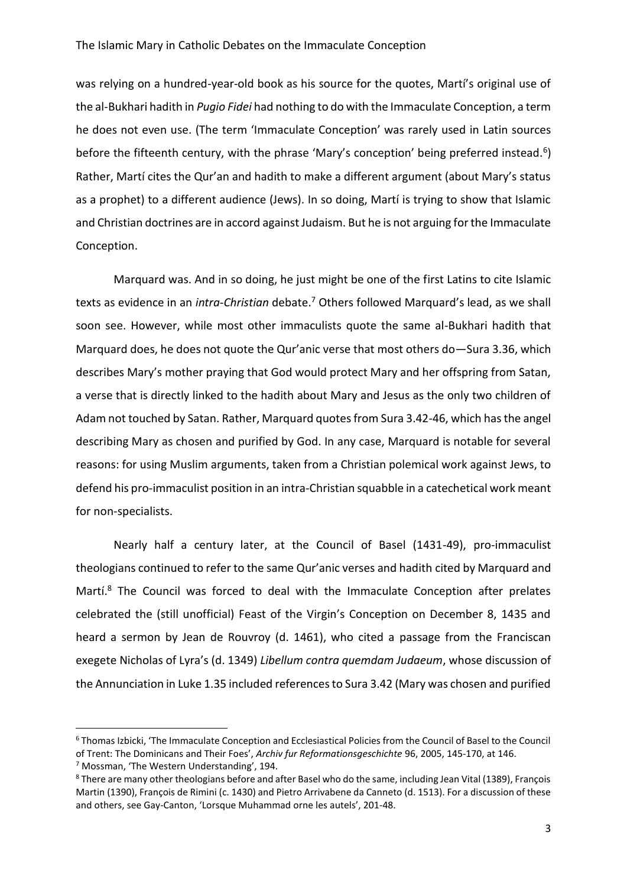was relying on a hundred-year-old book as his source for the quotes, Martí's original use of the al-Bukhari hadith in *Pugio Fidei* had nothing to do with the Immaculate Conception, a term he does not even use. (The term 'Immaculate Conception' was rarely used in Latin sources before the fifteenth century, with the phrase 'Mary's conception' being preferred instead.[6]) Rather, Martí cites the Qur'an and hadith to make a different argument (about Mary's status as a prophet) to a different audience (Jews). In so doing, Martí is trying to show that Islamic and Christian doctrines are in accord against Judaism. But he is not arguing for the Immaculate Conception.

Marquard was. And in so doing, he just might be one of the first Latins to cite Islamic texts as evidence in an *intra-Christian* debate.[7] Others followed Marquard's lead, as we shall soon see. However, while most other immaculists quote the same al-Bukhari hadith that Marquard does, he does not quote the Qur'anic verse that most others do—Sura 3.36, which describes Mary's mother praying that God would protect Mary and her offspring from Satan, a verse that is directly linked to the hadith about Mary and Jesus as the only two children of Adam not touched by Satan. Rather, Marquard quotes from Sura 3.42-46, which has the angel describing Mary as chosen and purified by God. In any case, Marquard is notable for several reasons: for using Muslim arguments, taken from a Christian polemical work against Jews, to defend his pro-immaculist position in an intra-Christian squabble in a catechetical work meant for non-specialists.

Nearly half a century later, at the Council of Basel (1431-49), pro-immaculist theologians continued to refer to the same Qur'anic verses and hadith cited by Marquard and Martí.[8] The Council was forced to deal with the Immaculate Conception after prelates celebrated the (still unofficial) Feast of the Virgin's Conception on December 8, 1435 and heard a sermon by Jean de Rouvroy (d. 1461), who cited a passage from the Franciscan exegete Nicholas of Lyra's (d. 1349) *Libellum contra quemdam Judaeum*, whose discussion of the Annunciation in Luke 1.35 included references to Sura 3.42 (Mary was chosen and purified

---

[6] Thomas Izbicki, 'The Immaculate Conception and Ecclesiastical Policies from the Council of Basel to the Council of Trent: The Dominicans and Their Foes', *Archiv fur Reformationsgeschichte* 96, 2005, 145-170, at 146.

[7] Mossman, 'The Western Understanding', 194.

[8] There are many other theologians before and after Basel who do the same, including Jean Vital (1389), François Martin (1390), François de Rimini (c. 1430) and Pietro Arrivabene da Canneto (d. 1513). For a discussion of these and others, see Gay-Canton, 'Lorsque Muhammad orne les autels', 201-48.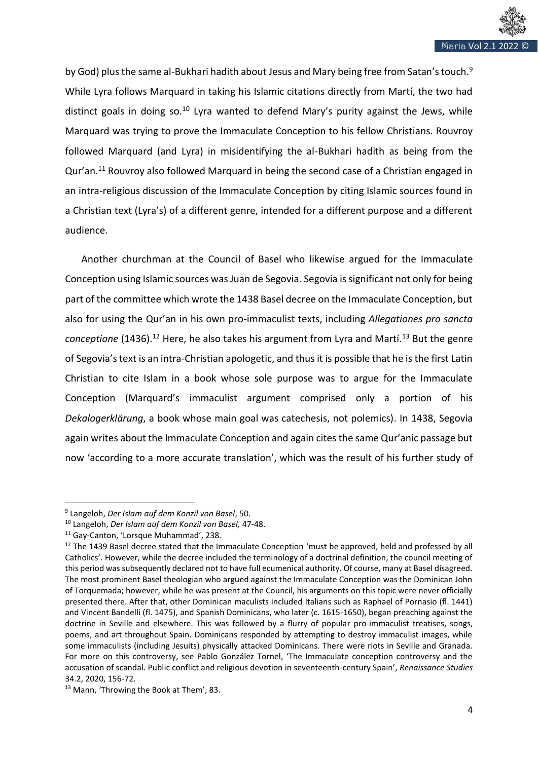by God) plus the same al-Bukhari hadith about Jesus and Mary being free from Satan's touch.[9] While Lyra follows Marquard in taking his Islamic citations directly from Martí, the two had distinct goals in doing so.[10] Lyra wanted to defend Mary's purity against the Jews, while Marquard was trying to prove the Immaculate Conception to his fellow Christians. Rouvroy followed Marquard (and Lyra) in misidentifying the al-Bukhari hadith as being from the Qur'an.[11] Rouvroy also followed Marquard in being the second case of a Christian engaged in an intra-religious discussion of the Immaculate Conception by citing Islamic sources found in a Christian text (Lyra's) of a different genre, intended for a different purpose and a different audience.

Another churchman at the Council of Basel who likewise argued for the Immaculate Conception using Islamic sources was Juan de Segovia. Segovia is significant not only for being part of the committee which wrote the 1438 Basel decree on the Immaculate Conception, but also for using the Qur'an in his own pro-immaculist texts, including *Allegationes pro sancta conceptione* (1436).[12] Here, he also takes his argument from Lyra and Martí.[13] But the genre of Segovia's text is an intra-Christian apologetic, and thus it is possible that he is the first Latin Christian to cite Islam in a book whose sole purpose was to argue for the Immaculate Conception (Marquard's immaculist argument comprised only a portion of his *Dekalogerklärung*, a book whose main goal was catechesis, not polemics). In 1438, Segovia again writes about the Immaculate Conception and again cites the same Qur'anic passage but now 'according to a more accurate translation', which was the result of his further study of

---

[9] Langeloh, *Der Islam auf dem Konzil von Basel*, 50.

[10] Langeloh, *Der Islam auf dem Konzil von Basel,* 47-48.

[11] Gay-Canton, 'Lorsque Muhammad', 238.

[12] The 1439 Basel decree stated that the Immaculate Conception 'must be approved, held and professed by all Catholics'. However, while the decree included the terminology of a doctrinal definition, the council meeting of this period was subsequently declared not to have full ecumenical authority. Of course, many at Basel disagreed. The most prominent Basel theologian who argued against the Immaculate Conception was the Dominican John of Torquemada; however, while he was present at the Council, his arguments on this topic were never officially presented there. After that, other Dominican maculists included Italians such as Raphael of Pornasio (fl. 1441) and Vincent Bandelli (fl. 1475), and Spanish Dominicans, who later (c. 1615-1650), began preaching against the doctrine in Seville and elsewhere. This was followed by a flurry of popular pro-immaculist treatises, songs, poems, and art throughout Spain. Dominicans responded by attempting to destroy immaculist images, while some immaculists (including Jesuits) physically attacked Dominicans. There were riots in Seville and Granada. For more on this controversy, see Pablo González Tornel, 'The Immaculate conception controversy and the accusation of scandal. Public conflict and religious devotion in seventeenth-century Spain', *Renaissance Studies* 34.2, 2020, 156-72.

[13] Mann, 'Throwing the Book at Them', 83.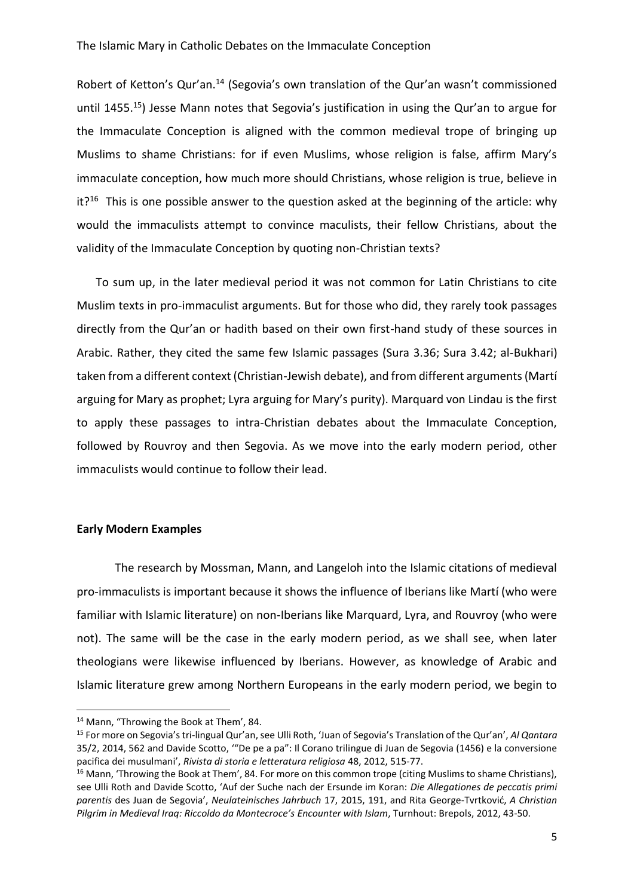Robert of Ketton's Qur'an.[14] (Segovia's own translation of the Qur'an wasn't commissioned until 1455.[15]) Jesse Mann notes that Segovia's justification in using the Qur'an to argue for the Immaculate Conception is aligned with the common medieval trope of bringing up Muslims to shame Christians: for if even Muslims, whose religion is false, affirm Mary's immaculate conception, how much more should Christians, whose religion is true, believe in it?[16] This is one possible answer to the question asked at the beginning of the article: why would the immaculists attempt to convince maculists, their fellow Christians, about the validity of the Immaculate Conception by quoting non-Christian texts?

To sum up, in the later medieval period it was not common for Latin Christians to cite Muslim texts in pro-immaculist arguments. But for those who did, they rarely took passages directly from the Qur'an or hadith based on their own first-hand study of these sources in Arabic. Rather, they cited the same few Islamic passages (Sura 3.36; Sura 3.42; al-Bukhari) taken from a different context (Christian-Jewish debate), and from different arguments (Martí arguing for Mary as prophet; Lyra arguing for Mary's purity). Marquard von Lindau is the first to apply these passages to intra-Christian debates about the Immaculate Conception, followed by Rouvroy and then Segovia. As we move into the early modern period, other immaculists would continue to follow their lead.

**Early Modern Examples**

The research by Mossman, Mann, and Langeloh into the Islamic citations of medieval pro-immaculists is important because it shows the influence of Iberians like Martí (who were familiar with Islamic literature) on non-Iberians like Marquard, Lyra, and Rouvroy (who were not). The same will be the case in the early modern period, as we shall see, when later theologians were likewise influenced by Iberians. However, as knowledge of Arabic and Islamic literature grew among Northern Europeans in the early modern period, we begin to

---

[14] Mann, "Throwing the Book at Them', 84.

[15] For more on Segovia's tri-lingual Qur'an, see Ulli Roth, 'Juan of Segovia's Translation of the Qur'an', *Al Qantara* 35/2, 2014, 562 and Davide Scotto, '"De pe a pa": Il Corano trilingue di Juan de Segovia (1456) e la conversione pacifica dei musulmani', *Rivista di storia e letteratura religiosa* 48, 2012, 515-77.

[16] Mann, 'Throwing the Book at Them', 84. For more on this common trope (citing Muslims to shame Christians), see Ulli Roth and Davide Scotto, 'Auf der Suche nach der Ersunde im Koran: *Die Allegationes de peccatis primi parentis* des Juan de Segovia', *Neulateinisches Jahrbuch* 17, 2015, 191, and Rita George-Tvrtković, *A Christian Pilgrim in Medieval Iraq: Riccoldo da Montecroce's Encounter with Islam*, Turnhout: Brepols, 2012, 43-50.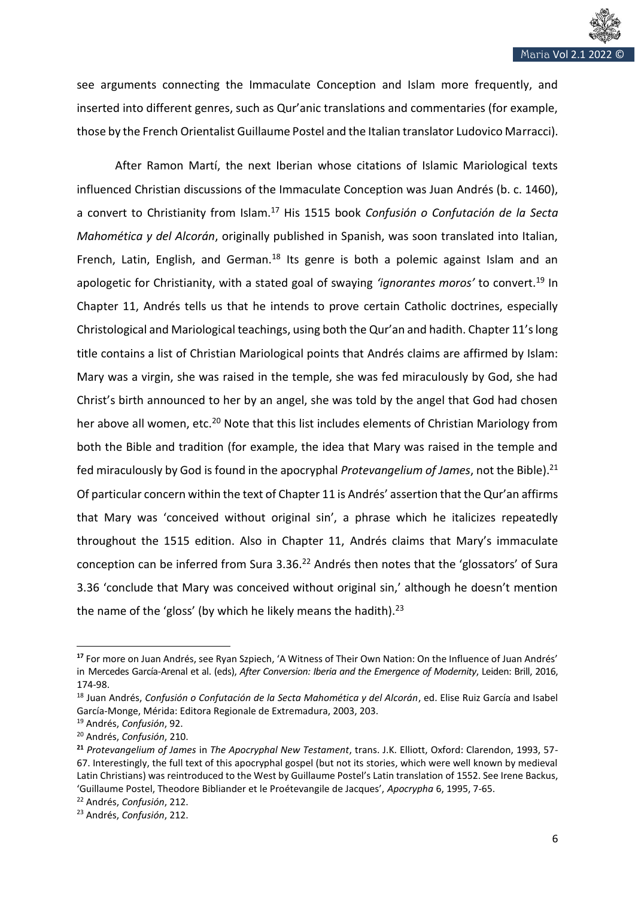see arguments connecting the Immaculate Conception and Islam more frequently, and inserted into different genres, such as Qur'anic translations and commentaries (for example, those by the French Orientalist Guillaume Postel and the Italian translator Ludovico Marracci).

After Ramon Martí, the next Iberian whose citations of Islamic Mariological texts influenced Christian discussions of the Immaculate Conception was Juan Andrés (b. c. 1460), a convert to Christianity from Islam.[17] His 1515 book *Confusión o Confutación de la Secta Mahomética y del Alcorán*, originally published in Spanish, was soon translated into Italian, French, Latin, English, and German.[18] Its genre is both a polemic against Islam and an apologetic for Christianity, with a stated goal of swaying *'ignorantes moros'* to convert.[19] In Chapter 11, Andrés tells us that he intends to prove certain Catholic doctrines, especially Christological and Mariological teachings, using both the Qur'an and hadith. Chapter 11's long title contains a list of Christian Mariological points that Andrés claims are affirmed by Islam: Mary was a virgin, she was raised in the temple, she was fed miraculously by God, she had Christ's birth announced to her by an angel, she was told by the angel that God had chosen her above all women, etc.[20] Note that this list includes elements of Christian Mariology from both the Bible and tradition (for example, the idea that Mary was raised in the temple and fed miraculously by God is found in the apocryphal *Protevangelium of James*, not the Bible).[21] Of particular concern within the text of Chapter 11 is Andrés' assertion that the Qur'an affirms that Mary was 'conceived without original sin', a phrase which he italicizes repeatedly throughout the 1515 edition. Also in Chapter 11, Andrés claims that Mary's immaculate conception can be inferred from Sura 3.36.[22] Andrés then notes that the 'glossators' of Sura 3.36 'conclude that Mary was conceived without original sin,' although he doesn't mention the name of the 'gloss' (by which he likely means the hadith).[23]

---

[17] For more on Juan Andrés, see Ryan Szpiech, 'A Witness of Their Own Nation: On the Influence of Juan Andrés' in Mercedes García-Arenal et al. (eds), *After Conversion: Iberia and the Emergence of Modernity*, Leiden: Brill, 2016, 174-98.

[18] Juan Andrés, *Confusión o Confutación de la Secta Mahomética y del Alcorán*, ed. Elise Ruiz García and Isabel García-Monge, Mérida: Editora Regionale de Extremadura, 2003, 203.

[19] Andrés, *Confusión*, 92.

[20] Andrés, *Confusión*, 210.

[21] *Protevangelium of James* in *The Apocryphal New Testament*, trans. J.K. Elliott, Oxford: Clarendon, 1993, 57-67. Interestingly, the full text of this apocryphal gospel (but not its stories, which were well known by medieval Latin Christians) was reintroduced to the West by Guillaume Postel's Latin translation of 1552. See Irene Backus, 'Guillaume Postel, Theodore Bibliander et le Proétevangile de Jacques', *Apocrypha* 6, 1995, 7-65.

[22] Andrés, *Confusión*, 212.

[23] Andrés, *Confusión*, 212.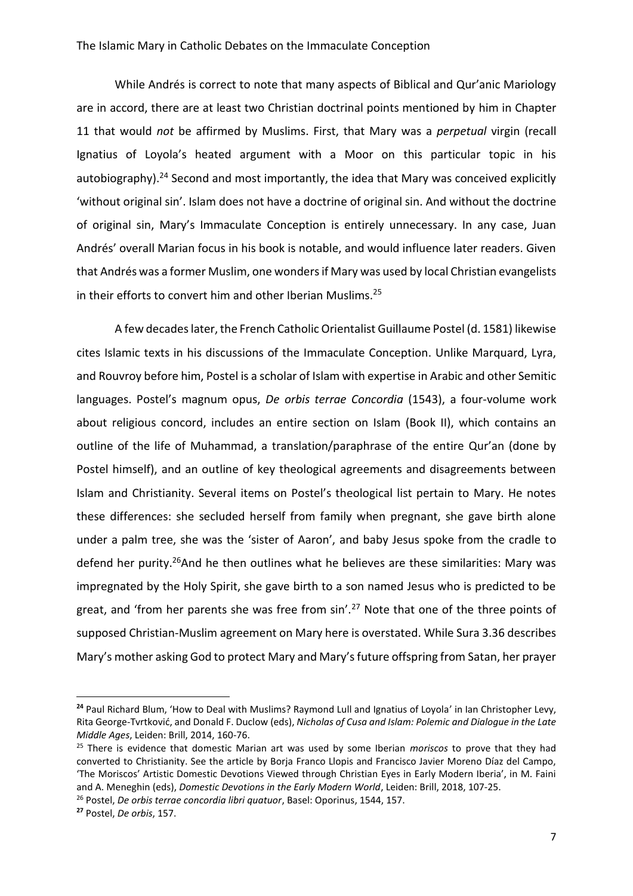While Andrés is correct to note that many aspects of Biblical and Qur'anic Mariology are in accord, there are at least two Christian doctrinal points mentioned by him in Chapter 11 that would *not* be affirmed by Muslims. First, that Mary was a *perpetual* virgin (recall Ignatius of Loyola's heated argument with a Moor on this particular topic in his autobiography).[24] Second and most importantly, the idea that Mary was conceived explicitly 'without original sin'. Islam does not have a doctrine of original sin. And without the doctrine of original sin, Mary's Immaculate Conception is entirely unnecessary. In any case, Juan Andrés' overall Marian focus in his book is notable, and would influence later readers. Given that Andrés was a former Muslim, one wonders if Mary was used by local Christian evangelists in their efforts to convert him and other Iberian Muslims.[25]

A few decades later, the French Catholic Orientalist Guillaume Postel (d. 1581) likewise cites Islamic texts in his discussions of the Immaculate Conception. Unlike Marquard, Lyra, and Rouvroy before him, Postel is a scholar of Islam with expertise in Arabic and other Semitic languages. Postel's magnum opus, *De orbis terrae Concordia* (1543), a four-volume work about religious concord, includes an entire section on Islam (Book II), which contains an outline of the life of Muhammad, a translation/paraphrase of the entire Qur'an (done by Postel himself), and an outline of key theological agreements and disagreements between Islam and Christianity. Several items on Postel's theological list pertain to Mary. He notes these differences: she secluded herself from family when pregnant, she gave birth alone under a palm tree, she was the 'sister of Aaron', and baby Jesus spoke from the cradle to defend her purity.[26] And he then outlines what he believes are these similarities: Mary was impregnated by the Holy Spirit, she gave birth to a son named Jesus who is predicted to be great, and 'from her parents she was free from sin'.[27] Note that one of the three points of supposed Christian-Muslim agreement on Mary here is overstated. While Sura 3.36 describes Mary's mother asking God to protect Mary and Mary's future offspring from Satan, her prayer

---

[24] Paul Richard Blum, 'How to Deal with Muslims? Raymond Lull and Ignatius of Loyola' in Ian Christopher Levy, Rita George-Tvrtković, and Donald F. Duclow (eds), *Nicholas of Cusa and Islam: Polemic and Dialogue in the Late Middle Ages*, Leiden: Brill, 2014, 160-76.

[25] There is evidence that domestic Marian art was used by some Iberian *moriscos* to prove that they had converted to Christianity. See the article by Borja Franco Llopis and Francisco Javier Moreno Díaz del Campo, 'The Moriscos' Artistic Domestic Devotions Viewed through Christian Eyes in Early Modern Iberia', in M. Faini and A. Meneghin (eds), *Domestic Devotions in the Early Modern World*, Leiden: Brill, 2018, 107-25.

[26] Postel, *De orbis terrae concordia libri quatuor*, Basel: Oporinus, 1544, 157.

[27] Postel, *De orbis*, 157.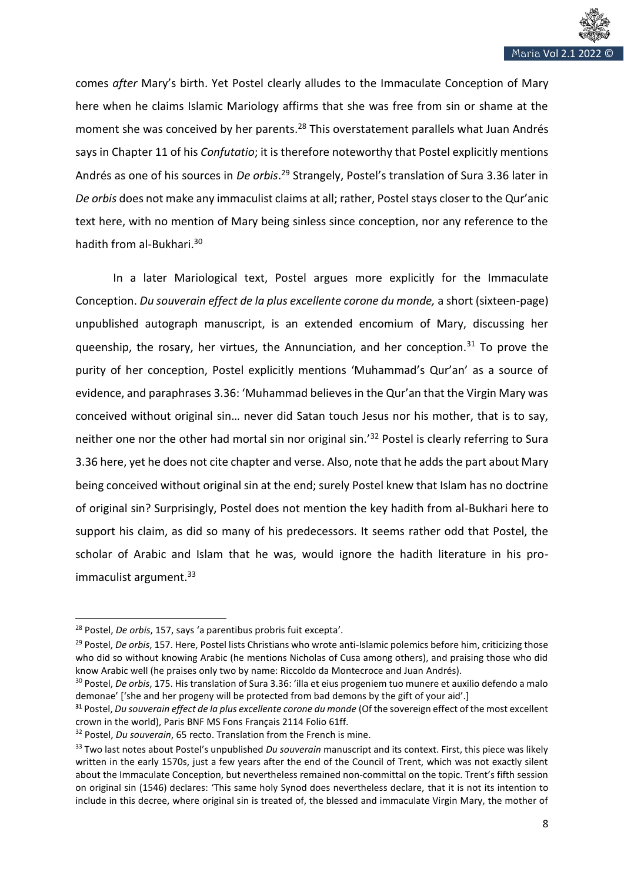comes *after* Mary's birth. Yet Postel clearly alludes to the Immaculate Conception of Mary here when he claims Islamic Mariology affirms that she was free from sin or shame at the moment she was conceived by her parents.[28] This overstatement parallels what Juan Andrés says in Chapter 11 of his *Confutatio*; it is therefore noteworthy that Postel explicitly mentions Andrés as one of his sources in *De orbis*.[29] Strangely, Postel's translation of Sura 3.36 later in *De orbis* does not make any immaculist claims at all; rather, Postel stays closer to the Qur'anic text here, with no mention of Mary being sinless since conception, nor any reference to the hadith from al-Bukhari.[30]

In a later Mariological text, Postel argues more explicitly for the Immaculate Conception. *Du souverain effect de la plus excellente corone du monde,* a short (sixteen-page) unpublished autograph manuscript, is an extended encomium of Mary, discussing her queenship, the rosary, her virtues, the Annunciation, and her conception.[31] To prove the purity of her conception, Postel explicitly mentions 'Muhammad's Qur'an' as a source of evidence, and paraphrases 3.36: 'Muhammad believes in the Qur'an that the Virgin Mary was conceived without original sin… never did Satan touch Jesus nor his mother, that is to say, neither one nor the other had mortal sin nor original sin.'[32] Postel is clearly referring to Sura 3.36 here, yet he does not cite chapter and verse. Also, note that he adds the part about Mary being conceived without original sin at the end; surely Postel knew that Islam has no doctrine of original sin? Surprisingly, Postel does not mention the key hadith from al-Bukhari here to support his claim, as did so many of his predecessors. It seems rather odd that Postel, the scholar of Arabic and Islam that he was, would ignore the hadith literature in his pro-immaculist argument.[33]

---

[28] Postel, *De orbis*, 157, says 'a parentibus probris fuit excepta'.

[29] Postel, *De orbis*, 157. Here, Postel lists Christians who wrote anti-Islamic polemics before him, criticizing those who did so without knowing Arabic (he mentions Nicholas of Cusa among others), and praising those who did know Arabic well (he praises only two by name: Riccoldo da Montecroce and Juan Andrés).

[30] Postel, *De orbis*, 175. His translation of Sura 3.36: 'illa et eius progeniem tuo munere et auxilio defendo a malo demonae' ['she and her progeny will be protected from bad demons by the gift of your aid'.]

[31] Postel, *Du souverain effect de la plus excellente corone du monde* (Of the sovereign effect of the most excellent crown in the world), Paris BNF MS Fons Français 2114 Folio 61ff.

[32] Postel, *Du souverain*, 65 recto. Translation from the French is mine.

[33] Two last notes about Postel's unpublished *Du souverain* manuscript and its context. First, this piece was likely written in the early 1570s, just a few years after the end of the Council of Trent, which was not exactly silent about the Immaculate Conception, but nevertheless remained non-committal on the topic. Trent's fifth session on original sin (1546) declares: 'This same holy Synod does nevertheless declare, that it is not its intention to include in this decree, where original sin is treated of, the blessed and immaculate Virgin Mary, the mother of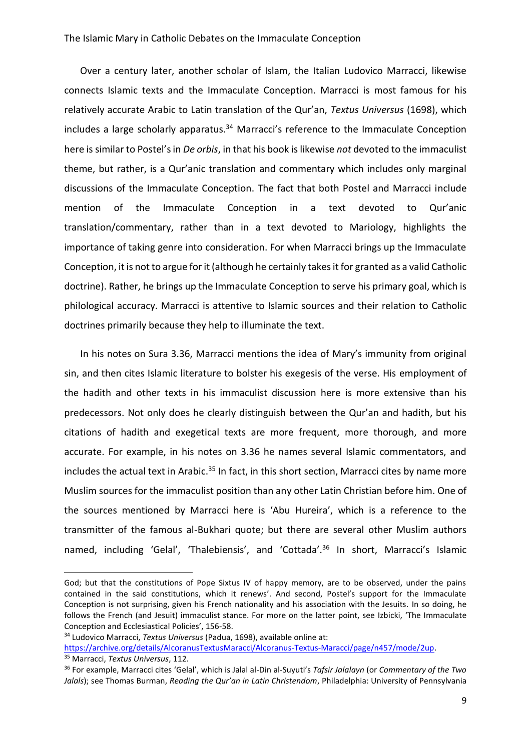Over a century later, another scholar of Islam, the Italian Ludovico Marracci, likewise connects Islamic texts and the Immaculate Conception. Marracci is most famous for his relatively accurate Arabic to Latin translation of the Qur'an, *Textus Universus* (1698), which includes a large scholarly apparatus.[34] Marracci's reference to the Immaculate Conception here is similar to Postel's in *De orbis*, in that his book is likewise *not* devoted to the immaculist theme, but rather, is a Qur'anic translation and commentary which includes only marginal discussions of the Immaculate Conception. The fact that both Postel and Marracci include mention of the Immaculate Conception in a text devoted to Qur'anic translation/commentary, rather than in a text devoted to Mariology, highlights the importance of taking genre into consideration. For when Marracci brings up the Immaculate Conception, it is not to argue for it (although he certainly takes it for granted as a valid Catholic doctrine). Rather, he brings up the Immaculate Conception to serve his primary goal, which is philological accuracy. Marracci is attentive to Islamic sources and their relation to Catholic doctrines primarily because they help to illuminate the text.

In his notes on Sura 3.36, Marracci mentions the idea of Mary's immunity from original sin, and then cites Islamic literature to bolster his exegesis of the verse. His employment of the hadith and other texts in his immaculist discussion here is more extensive than his predecessors. Not only does he clearly distinguish between the Qur'an and hadith, but his citations of hadith and exegetical texts are more frequent, more thorough, and more accurate. For example, in his notes on 3.36 he names several Islamic commentators, and includes the actual text in Arabic.[35] In fact, in this short section, Marracci cites by name more Muslim sources for the immaculist position than any other Latin Christian before him. One of the sources mentioned by Marracci here is 'Abu Hureira', which is a reference to the transmitter of the famous al-Bukhari quote; but there are several other Muslim authors named, including 'Gelal', 'Thalebiensis', and 'Cottada'.[36] In short, Marracci's Islamic

---

God; but that the constitutions of Pope Sixtus IV of happy memory, are to be observed, under the pains contained in the said constitutions, which it renews'. And second, Postel's support for the Immaculate Conception is not surprising, given his French nationality and his association with the Jesuits. In so doing, he follows the French (and Jesuit) immaculist stance. For more on the latter point, see Izbicki, 'The Immaculate Conception and Ecclesiastical Policies', 156-58.

[34] Ludovico Marracci, *Textus Universus* (Padua, 1698), available online at: https://archive.org/details/AlcoranusTextusMaracci/Alcoranus-Textus-Maracci/page/n457/mode/2up.

[35] Marracci, *Textus Universus*, 112.

[36] For example, Marracci cites 'Gelal', which is Jalal al-Din al-Suyuti's *Tafsir Jalalayn* (or *Commentary of the Two Jalals*); see Thomas Burman, *Reading the Qur'an in Latin Christendom*, Philadelphia: University of Pennsylvania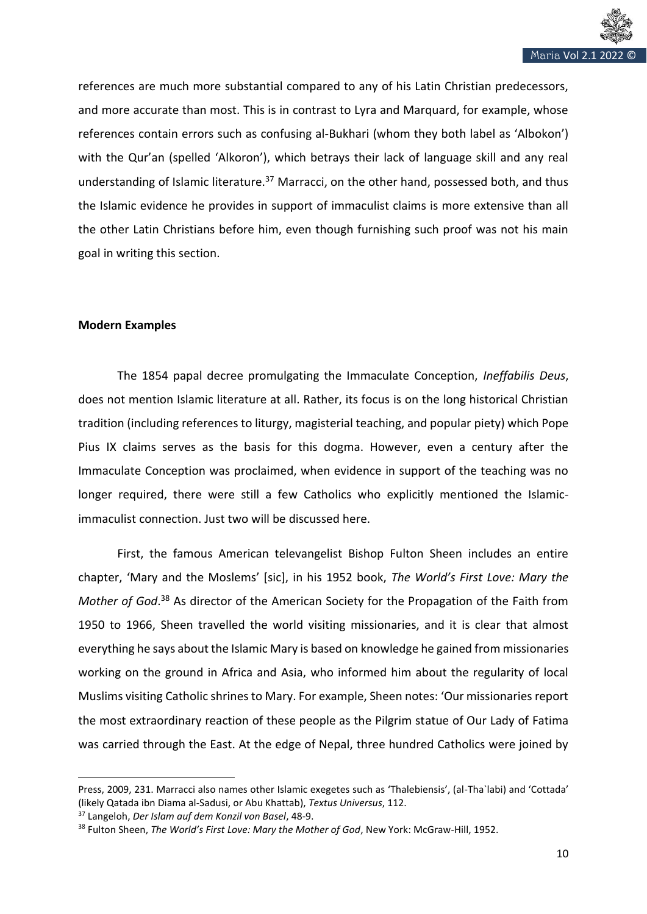references are much more substantial compared to any of his Latin Christian predecessors, and more accurate than most. This is in contrast to Lyra and Marquard, for example, whose references contain errors such as confusing al-Bukhari (whom they both label as 'Albokon') with the Qur'an (spelled 'Alkoron'), which betrays their lack of language skill and any real understanding of Islamic literature.[37] Marracci, on the other hand, possessed both, and thus the Islamic evidence he provides in support of immaculist claims is more extensive than all the other Latin Christians before him, even though furnishing such proof was not his main goal in writing this section.

**Modern Examples**

The 1854 papal decree promulgating the Immaculate Conception, *Ineffabilis Deus*, does not mention Islamic literature at all. Rather, its focus is on the long historical Christian tradition (including references to liturgy, magisterial teaching, and popular piety) which Pope Pius IX claims serves as the basis for this dogma. However, even a century after the Immaculate Conception was proclaimed, when evidence in support of the teaching was no longer required, there were still a few Catholics who explicitly mentioned the Islamic-immaculist connection. Just two will be discussed here.

First, the famous American televangelist Bishop Fulton Sheen includes an entire chapter, 'Mary and the Moslems' [sic], in his 1952 book, *The World's First Love: Mary the Mother of God*.[38] As director of the American Society for the Propagation of the Faith from 1950 to 1966, Sheen travelled the world visiting missionaries, and it is clear that almost everything he says about the Islamic Mary is based on knowledge he gained from missionaries working on the ground in Africa and Asia, who informed him about the regularity of local Muslims visiting Catholic shrines to Mary. For example, Sheen notes: 'Our missionaries report the most extraordinary reaction of these people as the Pilgrim statue of Our Lady of Fatima was carried through the East. At the edge of Nepal, three hundred Catholics were joined by

---

Press, 2009, 231. Marracci also names other Islamic exegetes such as 'Thalebiensis', (al-Tha`labi) and 'Cottada' (likely Qatada ibn Diama al-Sadusi, or Abu Khattab), *Textus Universus*, 112.

[37] Langeloh, *Der Islam auf dem Konzil von Basel*, 48-9.

[38] Fulton Sheen, *The World's First Love: Mary the Mother of God*, New York: McGraw-Hill, 1952.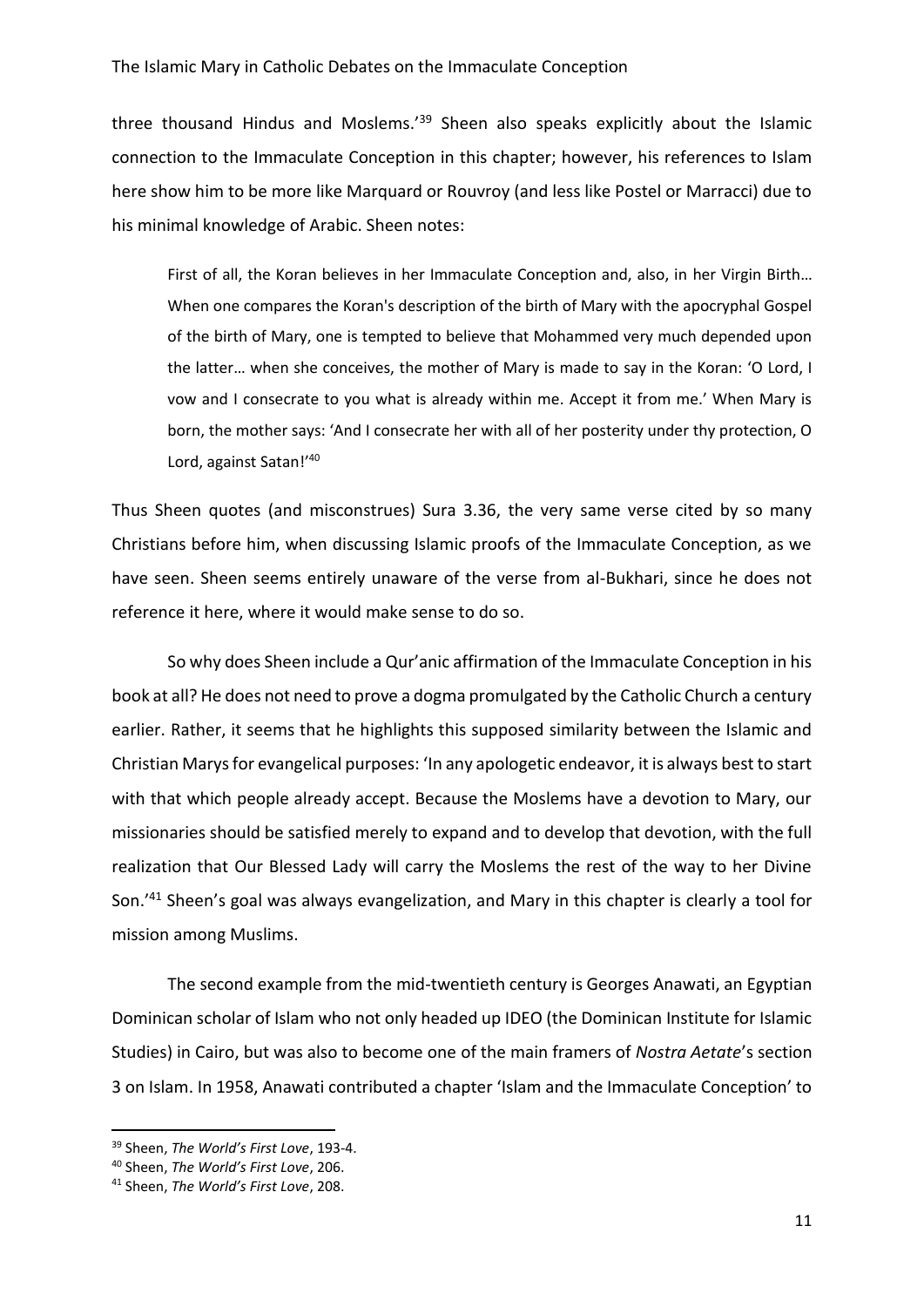three thousand Hindus and Moslems.'[39] Sheen also speaks explicitly about the Islamic connection to the Immaculate Conception in this chapter; however, his references to Islam here show him to be more like Marquard or Rouvroy (and less like Postel or Marracci) due to his minimal knowledge of Arabic. Sheen notes:

> First of all, the Koran believes in her Immaculate Conception and, also, in her Virgin Birth… When one compares the Koran's description of the birth of Mary with the apocryphal Gospel of the birth of Mary, one is tempted to believe that Mohammed very much depended upon the latter… when she conceives, the mother of Mary is made to say in the Koran: 'O Lord, I vow and I consecrate to you what is already within me. Accept it from me.' When Mary is born, the mother says: 'And I consecrate her with all of her posterity under thy protection, O Lord, against Satan!'[40]

Thus Sheen quotes (and misconstrues) Sura 3.36, the very same verse cited by so many Christians before him, when discussing Islamic proofs of the Immaculate Conception, as we have seen. Sheen seems entirely unaware of the verse from al-Bukhari, since he does not reference it here, where it would make sense to do so.

So why does Sheen include a Qur'anic affirmation of the Immaculate Conception in his book at all? He does not need to prove a dogma promulgated by the Catholic Church a century earlier. Rather, it seems that he highlights this supposed similarity between the Islamic and Christian Marys for evangelical purposes: 'In any apologetic endeavor, it is always best to start with that which people already accept. Because the Moslems have a devotion to Mary, our missionaries should be satisfied merely to expand and to develop that devotion, with the full realization that Our Blessed Lady will carry the Moslems the rest of the way to her Divine Son.'[41] Sheen's goal was always evangelization, and Mary in this chapter is clearly a tool for mission among Muslims.

The second example from the mid-twentieth century is Georges Anawati, an Egyptian Dominican scholar of Islam who not only headed up IDEO (the Dominican Institute for Islamic Studies) in Cairo, but was also to become one of the main framers of *Nostra Aetate*'s section 3 on Islam. In 1958, Anawati contributed a chapter 'Islam and the Immaculate Conception' to

---

[39] Sheen, *The World's First Love*, 193-4.

[40] Sheen, *The World's First Love*, 206.

[41] Sheen, *The World's First Love*, 208.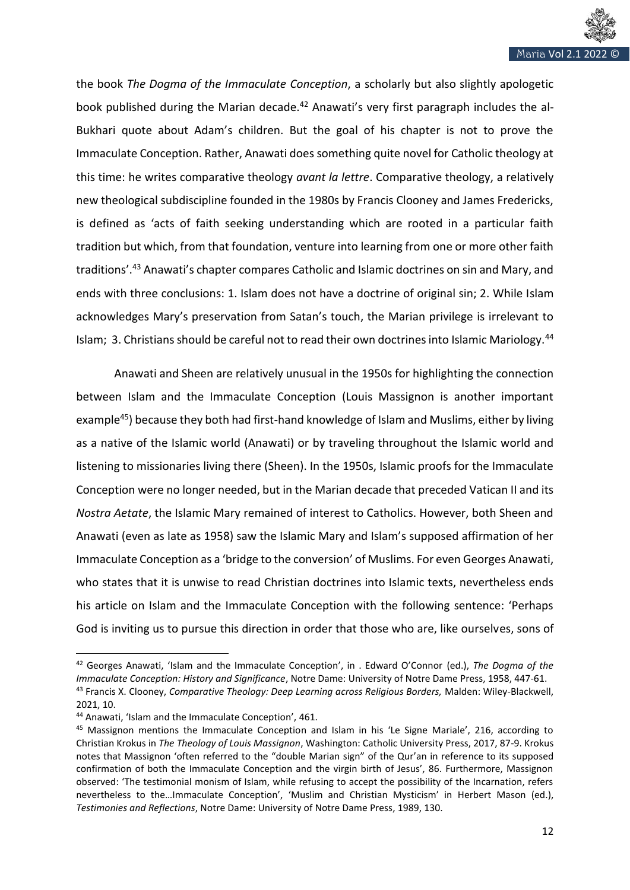the book *The Dogma of the Immaculate Conception*, a scholarly but also slightly apologetic book published during the Marian decade.[42] Anawati's very first paragraph includes the al-Bukhari quote about Adam's children. But the goal of his chapter is not to prove the Immaculate Conception. Rather, Anawati does something quite novel for Catholic theology at this time: he writes comparative theology *avant la lettre*. Comparative theology, a relatively new theological subdiscipline founded in the 1980s by Francis Clooney and James Fredericks, is defined as 'acts of faith seeking understanding which are rooted in a particular faith tradition but which, from that foundation, venture into learning from one or more other faith traditions'.[43] Anawati's chapter compares Catholic and Islamic doctrines on sin and Mary, and ends with three conclusions: 1. Islam does not have a doctrine of original sin; 2. While Islam acknowledges Mary's preservation from Satan's touch, the Marian privilege is irrelevant to Islam; 3. Christians should be careful not to read their own doctrines into Islamic Mariology.[44]

Anawati and Sheen are relatively unusual in the 1950s for highlighting the connection between Islam and the Immaculate Conception (Louis Massignon is another important example[45]) because they both had first-hand knowledge of Islam and Muslims, either by living as a native of the Islamic world (Anawati) or by traveling throughout the Islamic world and listening to missionaries living there (Sheen). In the 1950s, Islamic proofs for the Immaculate Conception were no longer needed, but in the Marian decade that preceded Vatican II and its *Nostra Aetate*, the Islamic Mary remained of interest to Catholics. However, both Sheen and Anawati (even as late as 1958) saw the Islamic Mary and Islam's supposed affirmation of her Immaculate Conception as a 'bridge to the conversion' of Muslims. For even Georges Anawati, who states that it is unwise to read Christian doctrines into Islamic texts, nevertheless ends his article on Islam and the Immaculate Conception with the following sentence: 'Perhaps God is inviting us to pursue this direction in order that those who are, like ourselves, sons of

---

[42] Georges Anawati, 'Islam and the Immaculate Conception', in . Edward O'Connor (ed.), *The Dogma of the Immaculate Conception: History and Significance*, Notre Dame: University of Notre Dame Press, 1958, 447-61.

[43] Francis X. Clooney, *Comparative Theology: Deep Learning across Religious Borders,* Malden: Wiley-Blackwell, 2021, 10.

[44] Anawati, 'Islam and the Immaculate Conception', 461.

[45] Massignon mentions the Immaculate Conception and Islam in his 'Le Signe Mariale', 216, according to Christian Krokus in *The Theology of Louis Massignon*, Washington: Catholic University Press, 2017, 87-9. Krokus notes that Massignon 'often referred to the "double Marian sign" of the Qur'an in reference to its supposed confirmation of both the Immaculate Conception and the virgin birth of Jesus', 86. Furthermore, Massignon observed: 'The testimonial monism of Islam, while refusing to accept the possibility of the Incarnation, refers nevertheless to the…Immaculate Conception', 'Muslim and Christian Mysticism' in Herbert Mason (ed.), *Testimonies and Reflections*, Notre Dame: University of Notre Dame Press, 1989, 130.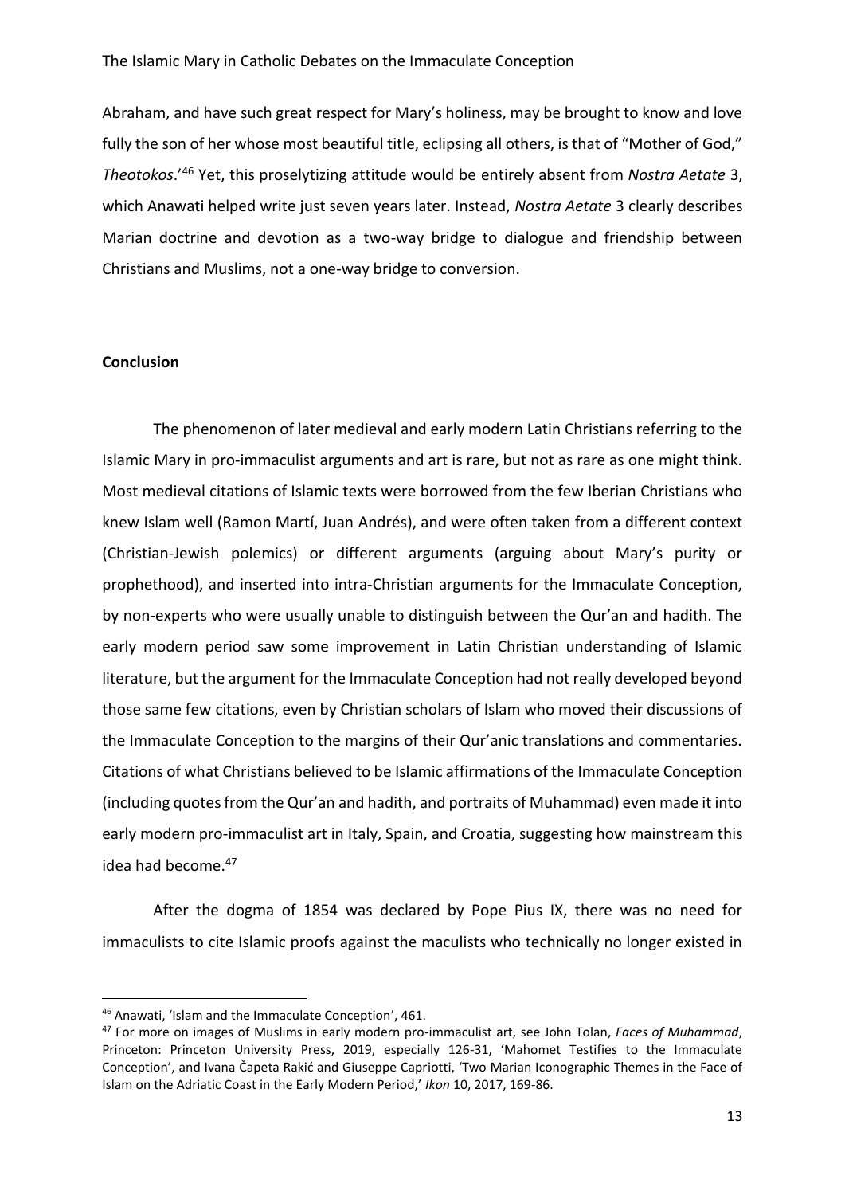Abraham, and have such great respect for Mary's holiness, may be brought to know and love fully the son of her whose most beautiful title, eclipsing all others, is that of "Mother of God," *Theotokos*.'[46] Yet, this proselytizing attitude would be entirely absent from *Nostra Aetate* 3, which Anawati helped write just seven years later. Instead, *Nostra Aetate* 3 clearly describes Marian doctrine and devotion as a two-way bridge to dialogue and friendship between Christians and Muslims, not a one-way bridge to conversion.

**Conclusion**

The phenomenon of later medieval and early modern Latin Christians referring to the Islamic Mary in pro-immaculist arguments and art is rare, but not as rare as one might think. Most medieval citations of Islamic texts were borrowed from the few Iberian Christians who knew Islam well (Ramon Martí, Juan Andrés), and were often taken from a different context (Christian-Jewish polemics) or different arguments (arguing about Mary's purity or prophethood), and inserted into intra-Christian arguments for the Immaculate Conception, by non-experts who were usually unable to distinguish between the Qur'an and hadith. The early modern period saw some improvement in Latin Christian understanding of Islamic literature, but the argument for the Immaculate Conception had not really developed beyond those same few citations, even by Christian scholars of Islam who moved their discussions of the Immaculate Conception to the margins of their Qur'anic translations and commentaries. Citations of what Christians believed to be Islamic affirmations of the Immaculate Conception (including quotes from the Qur'an and hadith, and portraits of Muhammad) even made it into early modern pro-immaculist art in Italy, Spain, and Croatia, suggesting how mainstream this idea had become.[47]

After the dogma of 1854 was declared by Pope Pius IX, there was no need for immaculists to cite Islamic proofs against the maculists who technically no longer existed in

---

[46] Anawati, 'Islam and the Immaculate Conception', 461.

[47] For more on images of Muslims in early modern pro-immaculist art, see John Tolan, *Faces of Muhammad*, Princeton: Princeton University Press, 2019, especially 126-31, 'Mahomet Testifies to the Immaculate Conception', and Ivana Čapeta Rakić and Giuseppe Capriotti, 'Two Marian Iconographic Themes in the Face of Islam on the Adriatic Coast in the Early Modern Period,' *Ikon* 10, 2017, 169-86.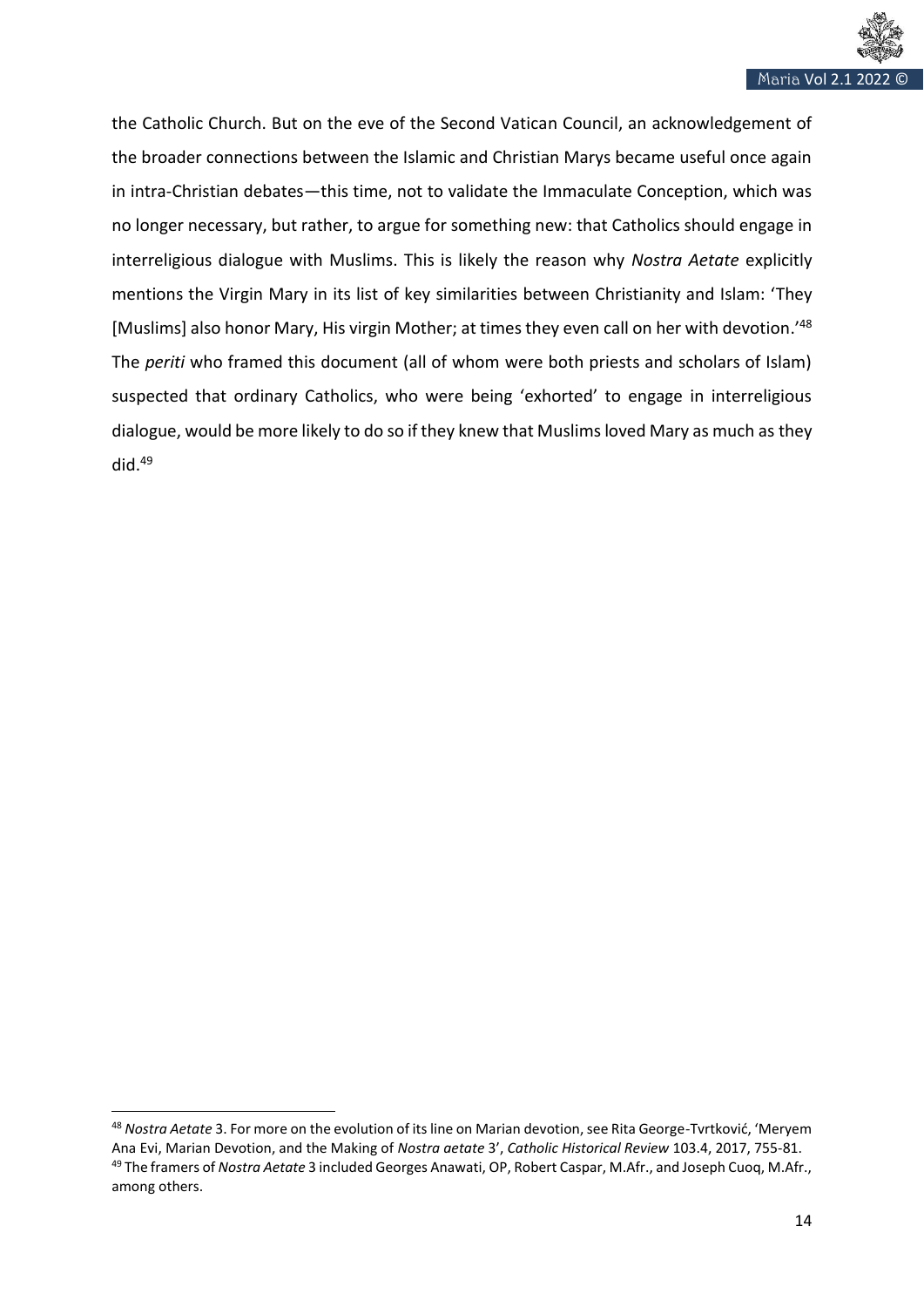the Catholic Church. But on the eve of the Second Vatican Council, an acknowledgement of the broader connections between the Islamic and Christian Marys became useful once again in intra-Christian debates—this time, not to validate the Immaculate Conception, which was no longer necessary, but rather, to argue for something new: that Catholics should engage in interreligious dialogue with Muslims. This is likely the reason why *Nostra Aetate* explicitly mentions the Virgin Mary in its list of key similarities between Christianity and Islam: 'They [Muslims] also honor Mary, His virgin Mother; at times they even call on her with devotion.'[48] The *periti* who framed this document (all of whom were both priests and scholars of Islam) suspected that ordinary Catholics, who were being 'exhorted' to engage in interreligious dialogue, would be more likely to do so if they knew that Muslims loved Mary as much as they did.[49]

---

[48] *Nostra Aetate* 3. For more on the evolution of its line on Marian devotion, see Rita George-Tvrtković, 'Meryem Ana Evi, Marian Devotion, and the Making of *Nostra aetate* 3', *Catholic Historical Review* 103.4, 2017, 755-81.

[49] The framers of *Nostra Aetate* 3 included Georges Anawati, OP, Robert Caspar, M.Afr., and Joseph Cuoq, M.Afr., among others.